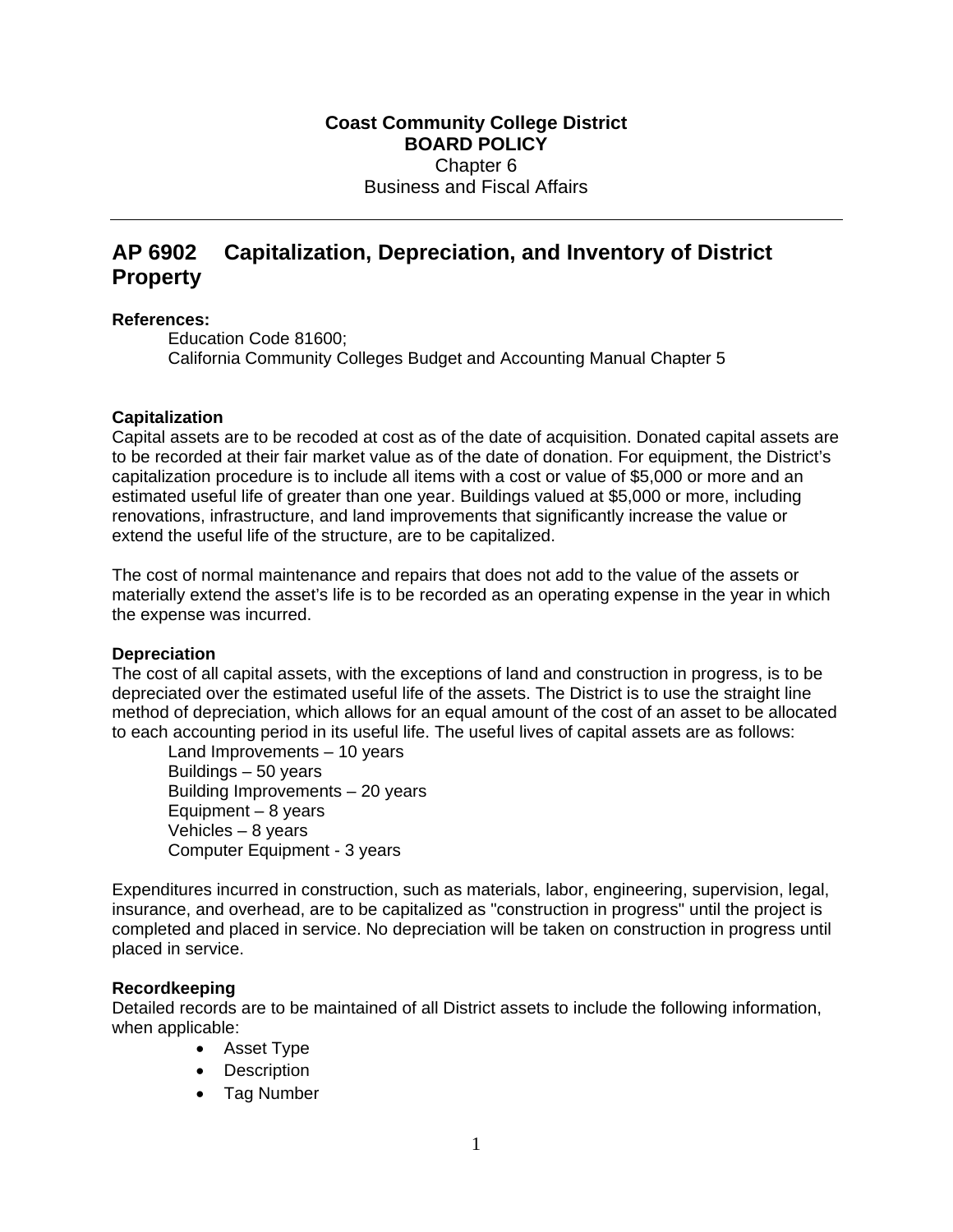**Coast Community College District**
**BOARD POLICY**
Chapter 6
Business and Fiscal Affairs

---

# AP 6902 Capitalization, Depreciation, and Inventory of District Property

**References:**

Education Code 81600;
California Community Colleges Budget and Accounting Manual Chapter 5

## Capitalization

Capital assets are to be recoded at cost as of the date of acquisition. Donated capital assets are to be recorded at their fair market value as of the date of donation. For equipment, the District's capitalization procedure is to include all items with a cost or value of $5,000 or more and an estimated useful life of greater than one year. Buildings valued at $5,000 or more, including renovations, infrastructure, and land improvements that significantly increase the value or extend the useful life of the structure, are to be capitalized.

The cost of normal maintenance and repairs that does not add to the value of the assets or materially extend the asset's life is to be recorded as an operating expense in the year in which the expense was incurred.

## Depreciation

The cost of all capital assets, with the exceptions of land and construction in progress, is to be depreciated over the estimated useful life of the assets. The District is to use the straight line method of depreciation, which allows for an equal amount of the cost of an asset to be allocated to each accounting period in its useful life. The useful lives of capital assets are as follows:

Land Improvements – 10 years
Buildings – 50 years
Building Improvements – 20 years
Equipment – 8 years
Vehicles – 8 years
Computer Equipment - 3 years

Expenditures incurred in construction, such as materials, labor, engineering, supervision, legal, insurance, and overhead, are to be capitalized as "construction in progress" until the project is completed and placed in service. No depreciation will be taken on construction in progress until placed in service.

## Recordkeeping

Detailed records are to be maintained of all District assets to include the following information, when applicable:

- Asset Type
- Description
- Tag Number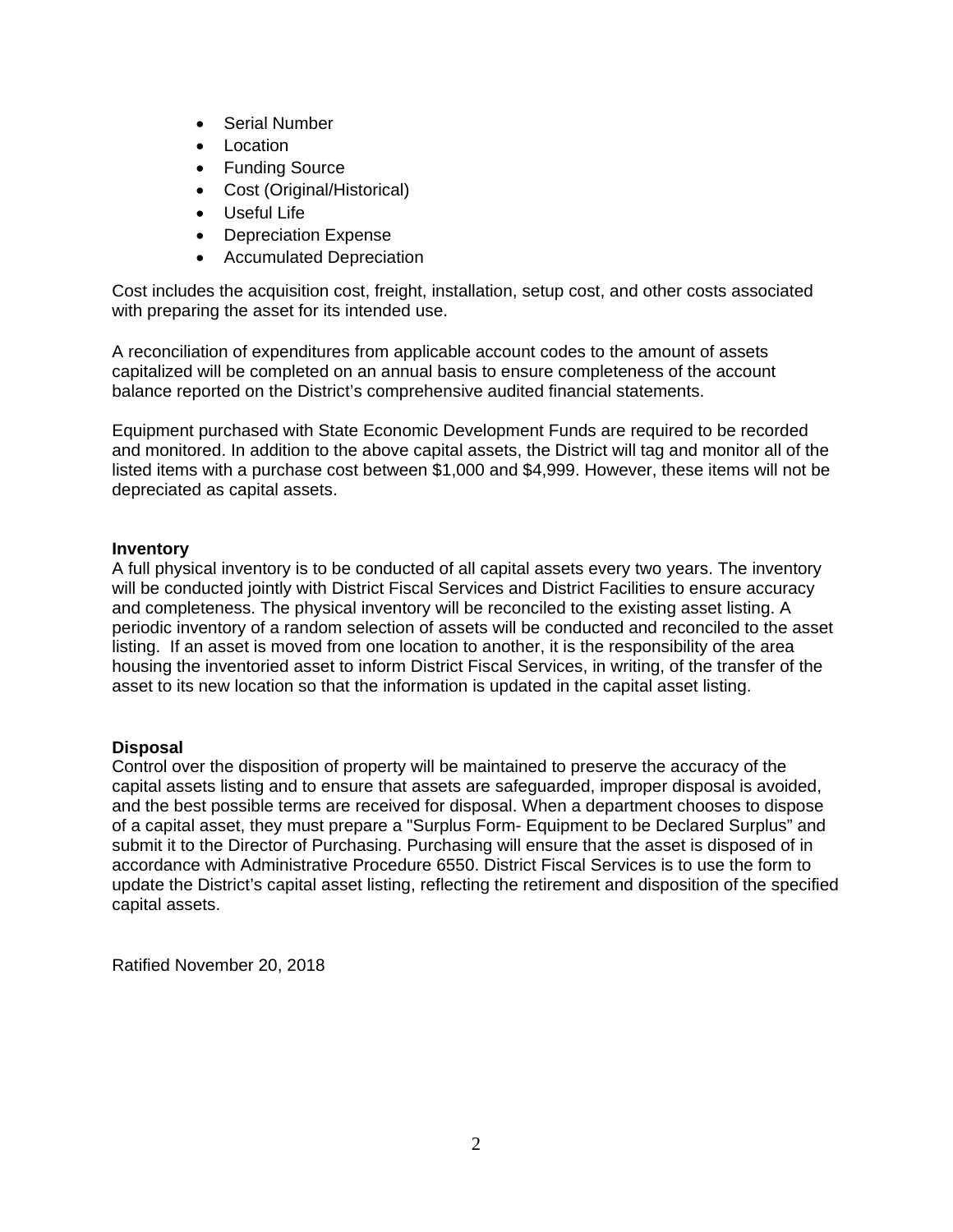- Serial Number
- Location
- Funding Source
- Cost (Original/Historical)
- Useful Life
- Depreciation Expense
- Accumulated Depreciation

Cost includes the acquisition cost, freight, installation, setup cost, and other costs associated with preparing the asset for its intended use.

A reconciliation of expenditures from applicable account codes to the amount of assets capitalized will be completed on an annual basis to ensure completeness of the account balance reported on the District's comprehensive audited financial statements.

Equipment purchased with State Economic Development Funds are required to be recorded and monitored. In addition to the above capital assets, the District will tag and monitor all of the listed items with a purchase cost between $1,000 and $4,999. However, these items will not be depreciated as capital assets.

**Inventory**
A full physical inventory is to be conducted of all capital assets every two years. The inventory will be conducted jointly with District Fiscal Services and District Facilities to ensure accuracy and completeness. The physical inventory will be reconciled to the existing asset listing. A periodic inventory of a random selection of assets will be conducted and reconciled to the asset listing. If an asset is moved from one location to another, it is the responsibility of the area housing the inventoried asset to inform District Fiscal Services, in writing, of the transfer of the asset to its new location so that the information is updated in the capital asset listing.

**Disposal**
Control over the disposition of property will be maintained to preserve the accuracy of the capital assets listing and to ensure that assets are safeguarded, improper disposal is avoided, and the best possible terms are received for disposal. When a department chooses to dispose of a capital asset, they must prepare a "Surplus Form- Equipment to be Declared Surplus" and submit it to the Director of Purchasing. Purchasing will ensure that the asset is disposed of in accordance with Administrative Procedure 6550. District Fiscal Services is to use the form to update the District's capital asset listing, reflecting the retirement and disposition of the specified capital assets.

Ratified November 20, 2018